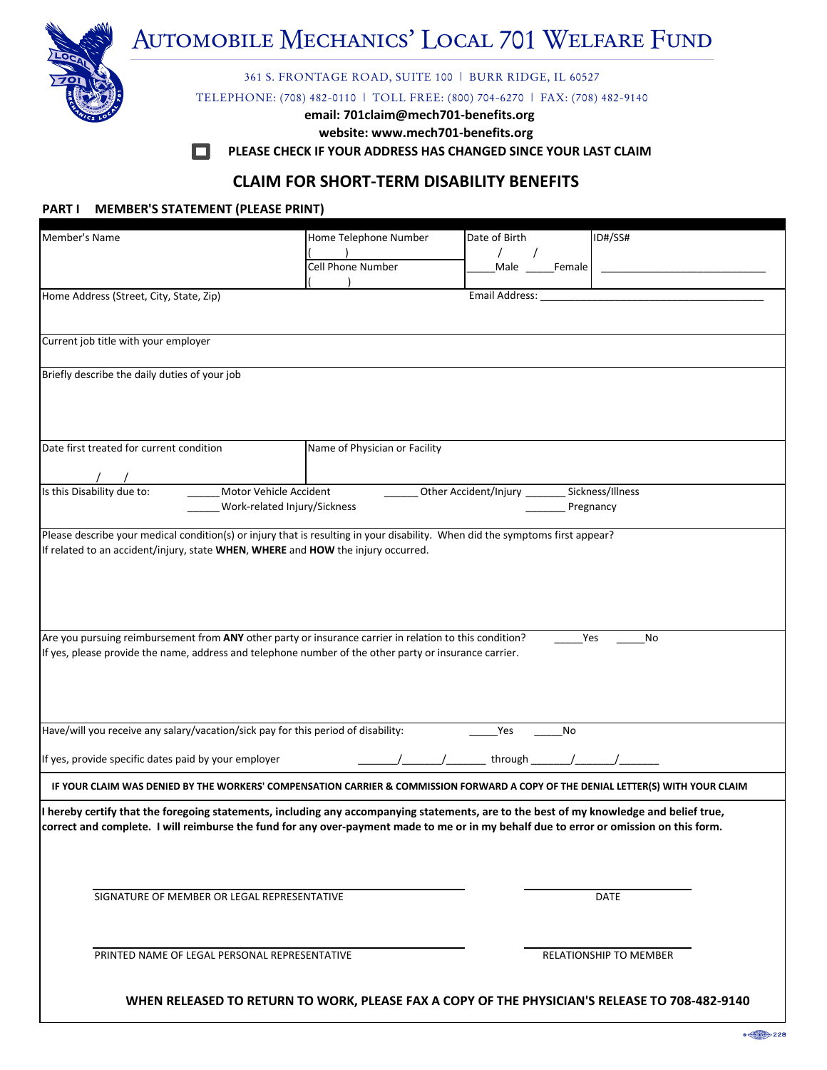# Automobile Mechanics' Local 701 Welfare Fund

361 S. FRONTAGE ROAD, SUITE 100 | BURR RIDGE, IL 60527

TELEPHONE: (708) 482-0110 | TOLL FREE: (800) 704-6270 | FAX: (708) 482-9140

**email: 701claim@mech701-benefits.org**

**website: www.mech701-benefits.org**

☐ **PLEASE CHECK IF YOUR ADDRESS HAS CHANGED SINCE YOUR LAST CLAIM**

## CLAIM FOR SHORT-TERM DISABILITY BENEFITS

**PART I MEMBER'S STATEMENT (PLEASE PRINT)**

| Member's Name | Home Telephone Number ( ) | Date of Birth / / | ID#/SS# |
|---|---|---|---|
| | Cell Phone Number ( ) | _____Male _____Female | ___________________________ |

Home Address (Street, City, State, Zip)

Email Address: ______________________________________

Current job title with your employer

Briefly describe the daily duties of your job

| Date first treated for current condition | Name of Physician or Facility |
|---|---|
| / / | |

Is this Disability due to: ______ Motor Vehicle Accident ______ Other Accident/Injury _______ Sickness/Illness ______ Work-related Injury/Sickness _______ Pregnancy

Please describe your medical condition(s) or injury that is resulting in your disability. When did the symptoms first appear?
If related to an accident/injury, state **WHEN**, **WHERE** and **HOW** the injury occurred.

Are you pursuing reimbursement from **ANY** other party or insurance carrier in relation to this condition? _____Yes _____No
If yes, please provide the name, address and telephone number of the other party or insurance carrier.

Have/will you receive any salary/vacation/sick pay for this period of disability: _____Yes _____No

If yes, provide specific dates paid by your employer _______/_______/_______ through _______/_______/_______

**IF YOUR CLAIM WAS DENIED BY THE WORKERS' COMPENSATION CARRIER & COMMISSION FORWARD A COPY OF THE DENIAL LETTER(S) WITH YOUR CLAIM**

**I hereby certify that the foregoing statements, including any accompanying statements, are to the best of my knowledge and belief true, correct and complete. I will reimburse the fund for any over-payment made to me or in my behalf due to error or omission on this form.**

______________________________________ ______________________
SIGNATURE OF MEMBER OR LEGAL REPRESENTATIVE DATE

______________________________________ ______________________
PRINTED NAME OF LEGAL PERSONAL REPRESENTATIVE RELATIONSHIP TO MEMBER

**WHEN RELEASED TO RETURN TO WORK, PLEASE FAX A COPY OF THE PHYSICIAN'S RELEASE TO 708-482-9140**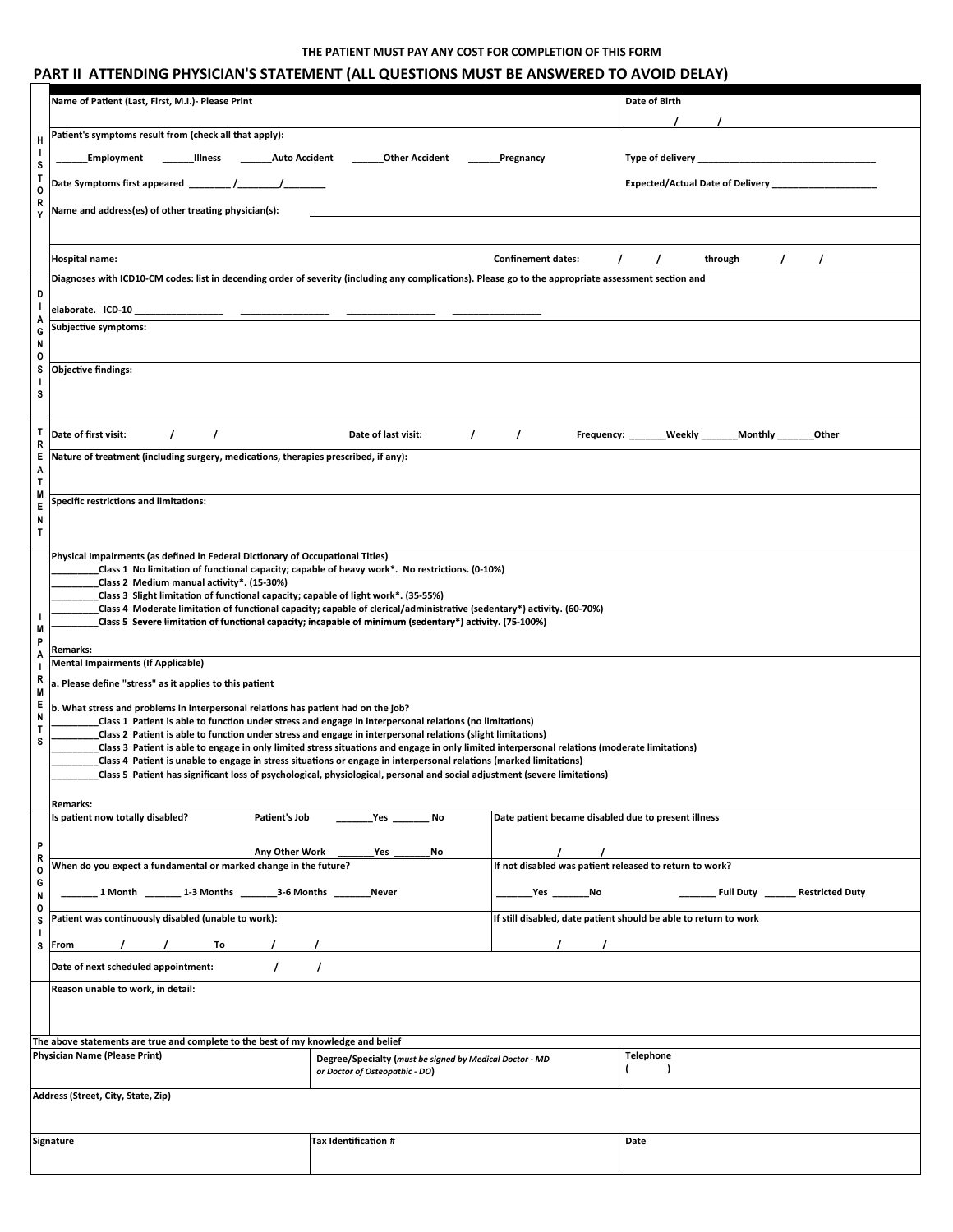THE PATIENT MUST PAY ANY COST FOR COMPLETION OF THIS FORM

## PART II ATTENDING PHYSICIAN'S STATEMENT (ALL QUESTIONS MUST BE ANSWERED TO AVOID DELAY)

### HISTORY

Name of Patient (Last, First, M.I.)- Please Print

Date of Birth ____/____/____

Patient's symptoms result from (check all that apply):

______Employment ______Illness ______Auto Accident ______Other Accident ______Pregnancy

Type of delivery ________________________________

Date Symptoms first appeared ________ /________/________

Expected/Actual Date of Delivery ____________________

Name and address(es) of other treating physician(s): ________________________________

Hospital name:

Confinement dates: ____/____/____ through ____/____/____

### DIAGNOSIS

Diagnoses with ICD10-CM codes: list in decending order of severity (including any complications). Please go to the appropriate assessment section and elaborate. ICD-10 ________________ ________________ ________________ ________________

Subjective symptoms:

Objective findings:

### TREATMENT

Date of first visit: ____/____/____

Date of last visit: ____/____/____

Frequency: _______Weekly _______Monthly _______Other

Nature of treatment (including surgery, medications, therapies prescribed, if any):

Specific restrictions and limitations:

### IMPAIRMENTS

Physical Impairments (as defined in Federal Dictionary of Occupational Titles)

_________Class 1 No limitation of functional capacity; capable of heavy work*. No restrictions. (0-10%)
_________Class 2 Medium manual activity*. (15-30%)
_________Class 3 Slight limitation of functional capacity; capable of light work*. (35-55%)
_________Class 4 Moderate limitation of functional capacity; capable of clerical/administrative (sedentary*) activity. (60-70%)
_________Class 5 Severe limitation of functional capacity; incapable of minimum (sedentary*) activity. (75-100%)

Remarks:

Mental Impairments (If Applicable)

a. Please define "stress" as it applies to this patient

b. What stress and problems in interpersonal relations has patient had on the job?

_________Class 1 Patient is able to function under stress and engage in interpersonal relations (no limitations)
_________Class 2 Patient is able to function under stress and engage in interpersonal relations (slight limitations)
_________Class 3 Patient is able to engage in only limited stress situations and engage in only limited interpersonal relations (moderate limitations)
_________Class 4 Patient is unable to engage in stress situations or engage in interpersonal relations (marked limitations)
_________Class 5 Patient has significant loss of psychological, physiological, personal and social adjustment (severe limitations)

Remarks:

### PROGNOSIS

Is patient now totally disabled? Patient's Job _______Yes _______ No

Any Other Work _______Yes _______No

Date patient became disabled due to present illness ____/____/____

When do you expect a fundamental or marked change in the future?

_______ 1 Month _______ 1-3 Months _______3-6 Months _______Never

If not disabled was patient released to return to work?

_______Yes _______No _______ Full Duty ______ Restricted Duty

Patient was continuously disabled (unable to work):

From ____/____/____ To ____/____/____

If still disabled, date patient should be able to return to work ____/____/____

Date of next scheduled appointment: ____/____/____

Reason unable to work, in detail:

The above statements are true and complete to the best of my knowledge and belief

| Physician Name (Please Print) | Degree/Specialty (*must be signed by Medical Doctor - MD or Doctor of Osteopathic - DO*) | Telephone ( ) |
|---|---|---|
| Address (Street, City, State, Zip) | | |
| Signature | Tax Identification # | Date |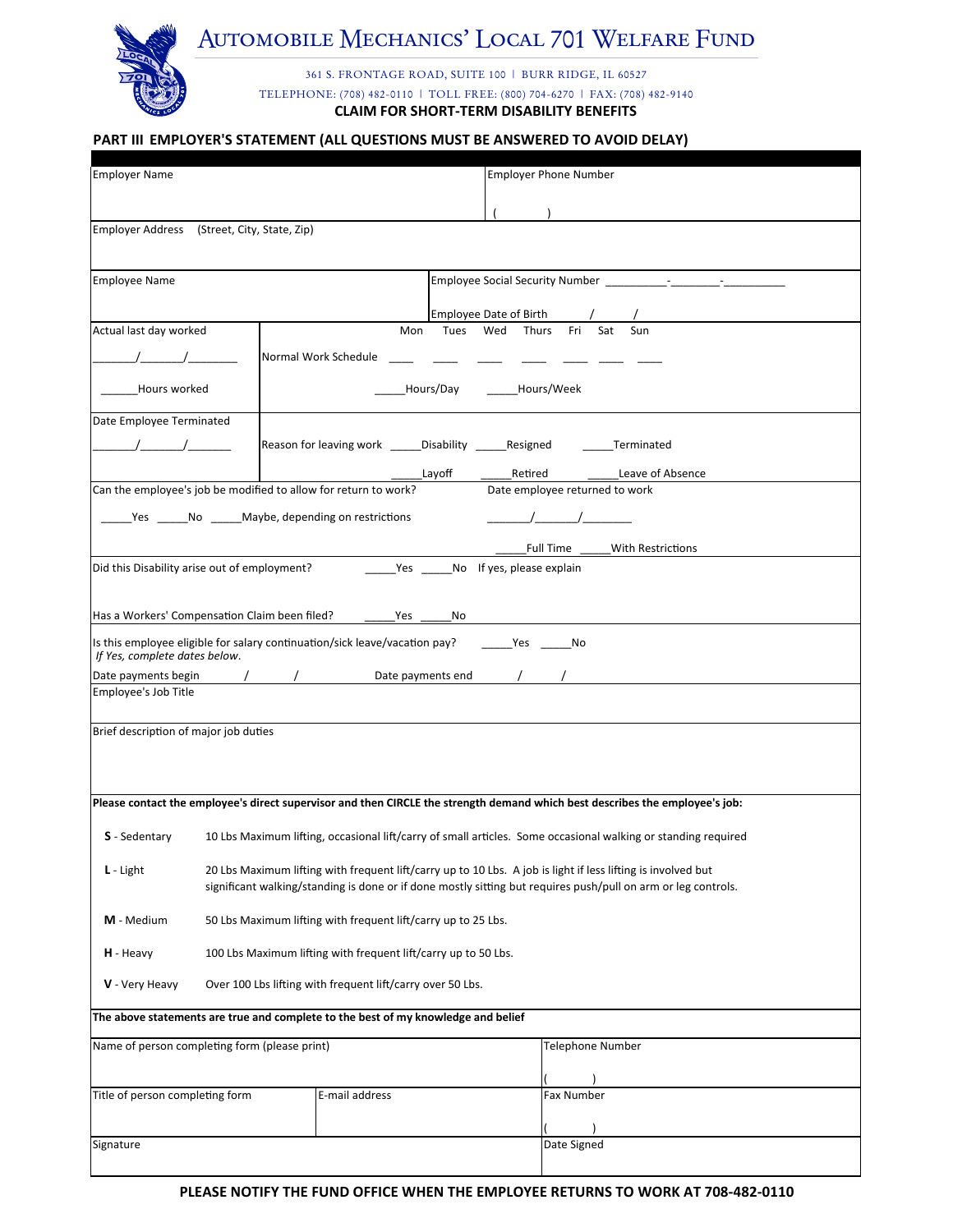# Automobile Mechanics' Local 701 Welfare Fund

361 S. FRONTAGE ROAD, SUITE 100 | BURR RIDGE, IL 60527

TELEPHONE: (708) 482-0110 | TOLL FREE: (800) 704-6270 | FAX: (708) 482-9140

**CLAIM FOR SHORT-TERM DISABILITY BENEFITS**

## PART III EMPLOYER'S STATEMENT (ALL QUESTIONS MUST BE ANSWERED TO AVOID DELAY)

| Employer Name | Employer Phone Number ( ) |
|---|---|

Employer Address (Street, City, State, Zip)

| Employee Name | Employee Social Security Number ________-_______-_________ <br> Employee Date of Birth / / |
|---|---|

| Actual last day worked | | Mon | Tues | Wed | Thurs | Fri | Sat | Sun |
|---|---|---|---|---|---|---|---|---|
| _______/_______/________ | Normal Work Schedule | ____ | ____ | ____ | ____ | ____ | ____ | ____ |
| ______Hours worked | _____Hours/Day _____Hours/Week | | | | | | | |

| Date Employee Terminated | Reason for leaving work |
|---|---|
| _______/_______/_______ | _____Disability _____Resigned _____Terminated <br> _____Layoff _____Retired _____Leave of Absence |

Can the employee's job be modified to allow for return to work?

_____Yes _____No _____Maybe, depending on restrictions

Date employee returned to work _______/_______/________

_____Full Time _____With Restrictions

Did this Disability arise out of employment? _____Yes _____No If yes, please explain

Has a Workers' Compensation Claim been filed? _____Yes _____No

Is this employee eligible for salary continuation/sick leave/vacation pay? _____Yes _____No
*If Yes, complete dates below.*

Date payments begin / / Date payments end / /

Employee's Job Title

Brief description of major job duties

**Please contact the employee's direct supervisor and then CIRCLE the strength demand which best describes the employee's job:**

| | |
|---|---|
| **S** - Sedentary | 10 Lbs Maximum lifting, occasional lift/carry of small articles. Some occasional walking or standing required |
| **L** - Light | 20 Lbs Maximum lifting with frequent lift/carry up to 10 Lbs. A job is light if less lifting is involved but significant walking/standing is done or if done mostly sitting but requires push/pull on arm or leg controls. |
| **M** - Medium | 50 Lbs Maximum lifting with frequent lift/carry up to 25 Lbs. |
| **H** - Heavy | 100 Lbs Maximum lifting with frequent lift/carry up to 50 Lbs. |
| **V** - Very Heavy | Over 100 Lbs lifting with frequent lift/carry over 50 Lbs. |

**The above statements are true and complete to the best of my knowledge and belief**

| Name of person completing form (please print) | | Telephone Number ( ) |
|---|---|---|
| Title of person completing form | E-mail address | Fax Number ( ) |
| Signature | | Date Signed |

**PLEASE NOTIFY THE FUND OFFICE WHEN THE EMPLOYEE RETURNS TO WORK AT 708-482-0110**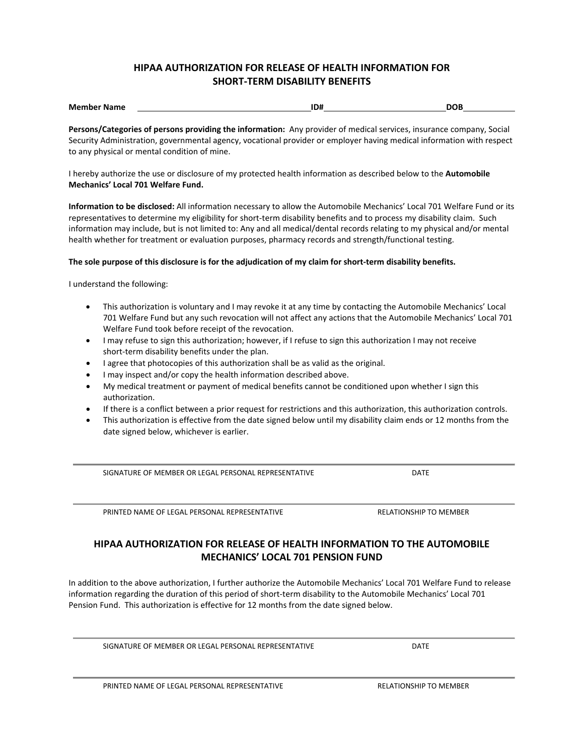## HIPAA AUTHORIZATION FOR RELEASE OF HEALTH INFORMATION FOR SHORT-TERM DISABILITY BENEFITS

**Member Name** ______________________________ **ID#** ____________________ **DOB** __________

**Persons/Categories of persons providing the information:** Any provider of medical services, insurance company, Social Security Administration, governmental agency, vocational provider or employer having medical information with respect to any physical or mental condition of mine.

I hereby authorize the use or disclosure of my protected health information as described below to the **Automobile Mechanics' Local 701 Welfare Fund.**

**Information to be disclosed:** All information necessary to allow the Automobile Mechanics' Local 701 Welfare Fund or its representatives to determine my eligibility for short-term disability benefits and to process my disability claim. Such information may include, but is not limited to: Any and all medical/dental records relating to my physical and/or mental health whether for treatment or evaluation purposes, pharmacy records and strength/functional testing.

**The sole purpose of this disclosure is for the adjudication of my claim for short-term disability benefits.**

I understand the following:

- This authorization is voluntary and I may revoke it at any time by contacting the Automobile Mechanics' Local 701 Welfare Fund but any such revocation will not affect any actions that the Automobile Mechanics' Local 701 Welfare Fund took before receipt of the revocation.
- I may refuse to sign this authorization; however, if I refuse to sign this authorization I may not receive short-term disability benefits under the plan.
- I agree that photocopies of this authorization shall be as valid as the original.
- I may inspect and/or copy the health information described above.
- My medical treatment or payment of medical benefits cannot be conditioned upon whether I sign this authorization.
- If there is a conflict between a prior request for restrictions and this authorization, this authorization controls.
- This authorization is effective from the date signed below until my disability claim ends or 12 months from the date signed below, whichever is earlier.

______________________________________________
SIGNATURE OF MEMBER OR LEGAL PERSONAL REPRESENTATIVE DATE

______________________________________________
PRINTED NAME OF LEGAL PERSONAL REPRESENTATIVE RELATIONSHIP TO MEMBER

## HIPAA AUTHORIZATION FOR RELEASE OF HEALTH INFORMATION TO THE AUTOMOBILE MECHANICS' LOCAL 701 PENSION FUND

In addition to the above authorization, I further authorize the Automobile Mechanics' Local 701 Welfare Fund to release information regarding the duration of this period of short-term disability to the Automobile Mechanics' Local 701 Pension Fund. This authorization is effective for 12 months from the date signed below.

______________________________________________
SIGNATURE OF MEMBER OR LEGAL PERSONAL REPRESENTATIVE DATE

______________________________________________
PRINTED NAME OF LEGAL PERSONAL REPRESENTATIVE RELATIONSHIP TO MEMBER